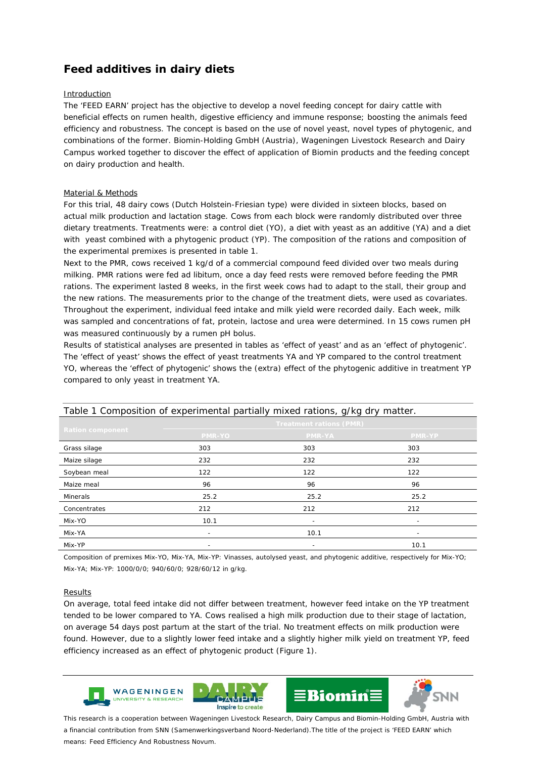# Feed additives in dairy diets

## Introduction

The 'FEED EARN' project has the objective to develop a novel feeding concept for dairy cattle with beneficial effects on rumen health, digestive efficiency and immune response; boosting the animals feed efficiency and robustness. The concept is based on the use of novel yeast, novel types of phytogenic, and combinations of the former. Biomin-Holding GmbH (Austria), Wageningen Livestock Research and Dairy Campus worked together to discover the effect of application of Biomin products and the feeding concept on dairy production and health.

## Material & Methods

For this trial, 48 dairy cows (Dutch Holstein-Friesian type) were divided in sixteen blocks, based on actual milk production and lactation stage. Cows from each block were randomly distributed over three dietary treatments. Treatments were: a control diet (YO), a diet with yeast as an additive (YA) and a diet with yeast combined with a phytogenic product (YP). The composition of the rations and composition of the experimental premixes is presented in table 1.

Next to the PMR, cows received 1 kg/d of a commercial compound feed divided over two meals during milking. PMR rations were fed ad libitum, once a day feed rests were removed before feeding the PMR rations. The experiment lasted 8 weeks, in the first week cows had to adapt to the stall, their group and the new rations. The measurements prior to the change of the treatment diets, were used as covariates. Throughout the experiment, individual feed intake and milk yield were recorded daily. Each week, milk was sampled and concentrations of fat, protein, lactose and urea were determined. In 15 cows rumen pH was measured continuously by a rumen pH bolus.

Results of statistical analyses are presented in tables as 'effect of yeast' and as an 'effect of phytogenic'. The 'effect of yeast' shows the effect of yeast treatments YA and YP compared to the control treatment YO, whereas the 'effect of phytogenic' shows the (extra) effect of the phytogenic additive in treatment YP compared to only yeast in treatment YA.

Table 1 Composition of experimental partially mixed rations, g/kg dry matter.

| Ration component | Treatment rations (PMR) | | |
|---|---|---|---|
| | PMR-YO | PMR-YA | PMR-YP |
| Grass silage | 303 | 303 | 303 |
| Maize silage | 232 | 232 | 232 |
| Soybean meal | 122 | 122 | 122 |
| Maize meal | 96 | 96 | 96 |
| Minerals | 25.2 | 25.2 | 25.2 |
| Concentrates | 212 | 212 | 212 |
| Mix-YO | 10.1 | - | - |
| Mix-YA | - | 10.1 | - |
| Mix-YP | - | - | 10.1 |

Composition of premixes Mix-YO, Mix-YA, Mix-YP: Vinasses, autolysed yeast, and phytogenic additive, respectively for Mix-YO; Mix-YA; Mix-YP: 1000/0/0; 940/60/0; 928/60/12 in g/kg.

## Results

On average, total feed intake did not differ between treatment, however feed intake on the YP treatment tended to be lower compared to YA. Cows realised a high milk production due to their stage of lactation, on average 54 days post partum at the start of the trial. No treatment effects on milk production were found. However, due to a slightly lower feed intake and a slightly higher milk yield on treatment YP, feed efficiency increased as an effect of phytogenic product (Figure 1).

This research is a cooperation between Wageningen Livestock Research, Dairy Campus and Biomin-Holding GmbH, Austria with a financial contribution from SNN (Samenwerkingsverband Noord-Nederland).The title of the project is 'FEED EARN' which means: Feed Efficiency And Robustness Novum.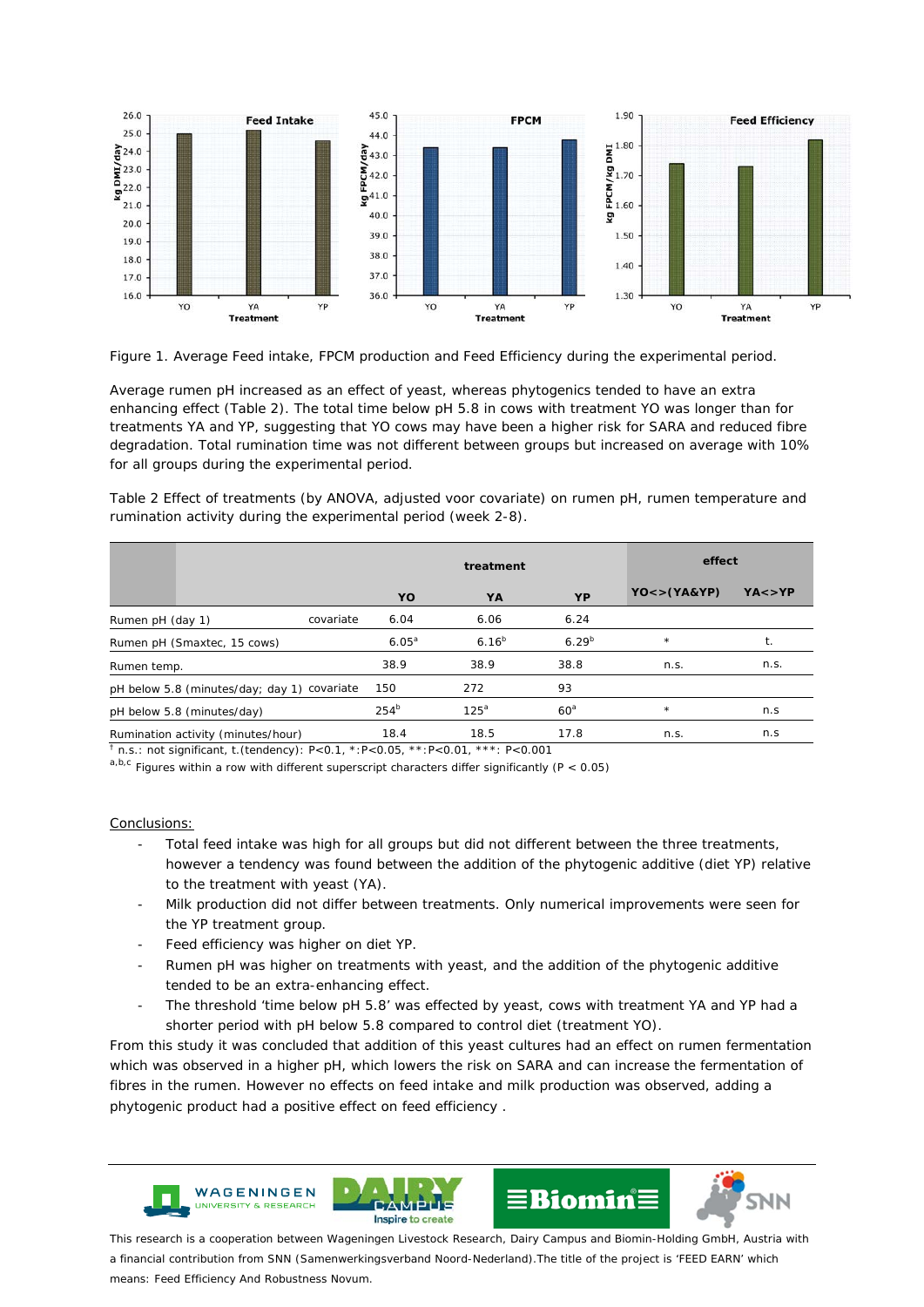Feed Intake

26.0
25.0
24.0
23.0
22.0
21.0
20.0
19.0
18.0
17.0
16.0

kg DMI/day

YO
YA
YP

Treatment

FPCM

45.0
44.0
43.0
42.0
41.0
40.0
39.0
38.0
37.0
36.0

kg FPCM/day

YO
YA
YP

Treatment

Feed Efficiency

1.90
1.80
1.70
1.60
1.50
1.40
1.30

kg FPCM/kg DMI

YO
YA
YP

Treatment

Figure 1. Average Feed intake, FPCM production and Feed Efficiency during the experimental period.

Average rumen pH increased as an effect of yeast, whereas phytogenics tended to have an extra enhancing effect (Table 2). The total time below pH 5.8 in cows with treatment YO was longer than for treatments YA and YP, suggesting that YO cows may have been a higher risk for SARA and reduced fibre degradation. Total rumination time was not different between groups but increased on average with 10% for all groups during the experimental period.

Table 2 Effect of treatments (by ANOVA, adjusted voor covariate) on rumen pH, rumen temperature and rumination activity during the experimental period (week 2-8).

| | | treatment | | | effect | |
|---|---|---|---|---|---|---|
| | | YO | YA | YP | YO<>(YA&YP) | YA<>YP |
| Rumen pH (day 1) | covariate | 6.04 | 6.06 | 6.24 | | |
| Rumen pH (Smaxtec, 15 cows) | | 6.05[a] | 6.16[b] | 6.29[b] | * | t. |
| Rumen temp. | | 38.9 | 38.9 | 38.8 | n.s. | n.s. |
| pH below 5.8 (minutes/day; day 1) | covariate | 150 | 272 | 93 | | |
| pH below 5.8 (minutes/day) | | 254[b] | 125[a] | 60[a] | * | n.s |
| Rumination activity (minutes/hour) | | 18.4 | 18.5 | 17.8 | n.s. | n.s |

[†] n.s.: not significant, t.(tendency): P<0.1, *:P<0.05, **:P<0.01, ***: P<0.001
[a,b,c] Figures within a row with different superscript characters differ significantly (P < 0.05)

Conclusions:

- Total feed intake was high for all groups but did not different between the three treatments, however a tendency was found between the addition of the phytogenic additive (diet YP) relative to the treatment with yeast (YA).
- Milk production did not differ between treatments. Only numerical improvements were seen for the YP treatment group.
- Feed efficiency was higher on diet YP.
- Rumen pH was higher on treatments with yeast, and the addition of the phytogenic additive tended to be an extra-enhancing effect.
- The threshold 'time below pH 5.8' was effected by yeast, cows with treatment YA and YP had a shorter period with pH below 5.8 compared to control diet (treatment YO).

From this study it was concluded that addition of this yeast cultures had an effect on rumen fermentation which was observed in a higher pH, which lowers the risk on SARA and can increase the fermentation of fibres in the rumen. However no effects on feed intake and milk production was observed, adding a phytogenic product had a positive effect on feed efficiency .

WAGENINGEN UNIVERSITY & RESEARCH

DAIRY CAMPUS Inspire to create

Biomin

SNN

This research is a cooperation between Wageningen Livestock Research, Dairy Campus and Biomin-Holding GmbH, Austria with a financial contribution from SNN (Samenwerkingsverband Noord-Nederland).The title of the project is 'FEED EARN' which means: Feed Efficiency And Robustness Novum.